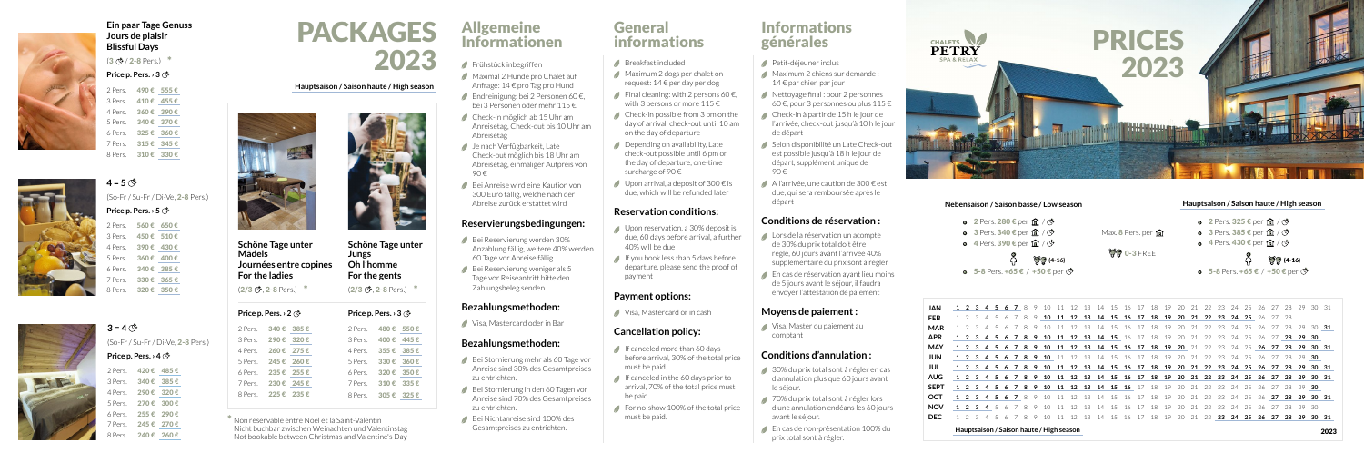# PACKAGES 2023

**Hauptsaison / Saison haute / High season**

## Ein paar Tage Genuss
## Jours de plaisir
## Blissful Days

(3 ☾ / 2-8 Pers.) *

**Price p. Pers. › 3 ☾**

| Pers. | Price | High season |
|---|---|---|
| 2 Pers. | 490 € | 555 € |
| 3 Pers. | 410 € | 455 € |
| 4 Pers. | 360 € | 390 € |
| 5 Pers. | 340 € | 370 € |
| 6 Pers. | 325 € | 360 € |
| 7 Pers. | 315 € | 345 € |
| 8 Pers. | 310 € | 330 € |

## 4 = 5 ☾

(So-Fr / Su-Fr / Di-Ve, 2-8 Pers.)

**Price p. Pers. › 5 ☾**

| Pers. | Price | High season |
|---|---|---|
| 2 Pers. | 560 € | 650 € |
| 3 Pers. | 450 € | 510 € |
| 4 Pers. | 390 € | 430 € |
| 5 Pers. | 360 € | 400 € |
| 6 Pers. | 340 € | 385 € |
| 7 Pers. | 330 € | 365 € |
| 8 Pers. | 320 € | 350 € |

## 3 = 4 ☾

(So-Fr / Su-Fr / Di-Ve, 2-8 Pers.)

**Price p. Pers. › 4 ☾**

| Pers. | Price | High season |
|---|---|---|
| 2 Pers. | 420 € | 485 € |
| 3 Pers. | 340 € | 385 € |
| 4 Pers. | 290 € | 320 € |
| 5 Pers. | 270 € | 300 € |
| 6 Pers. | 255 € | 290 € |
| 7 Pers. | 245 € | 270 € |
| 8 Pers. | 240 € | 260 € |

## Schöne Tage unter Mädels
## Journées entre copines
## For the ladies

(2/3 ☾, 2-8 Pers.) *

**Price p. Pers. › 2 ☾**

| Pers. | Price | High season |
|---|---|---|
| 2 Pers. | 340 € | 385 € |
| 3 Pers. | 290 € | 320 € |
| 4 Pers. | 260 € | 275 € |
| 5 Pers. | 245 € | 260 € |
| 6 Pers. | 235 € | 255 € |
| 7 Pers. | 230 € | 245 € |
| 8 Pers. | 225 € | 235 € |

## Schöne Tage unter Jungs
## Oh l'homme
## For the gents

(2/3 ☾, 2-8 Pers.) *

**Price p. Pers. › 3 ☾**

| Pers. | Price | High season |
|---|---|---|
| 2 Pers. | 480 € | 550 € |
| 3 Pers. | 400 € | 445 € |
| 4 Pers. | 355 € | 385 € |
| 5 Pers. | 330 € | 360 € |
| 6 Pers. | 320 € | 350 € |
| 7 Pers. | 310 € | 335 € |
| 8 Pers. | 305 € | 325 € |

* Non réservable entre Noël et la Saint-Valentin
Nicht buchbar zwischen Weihnachten und Valentinstag
Not bookable between Christmas and Valentine's Day

# Allgemeine Informationen

- Frühstück inbegriffen
- Maximal 2 Hunde pro Chalet auf Anfrage: 14 € pro Tag pro Hund
- Endreinigung: bei 2 Personen 60 €, bei 3 Personen oder mehr 115 €
- Check-in möglich ab 15 Uhr am Anreisetag, Check-out bis 10 Uhr am Abreisetag
- Je nach Verfügbarkeit, Late Check-out möglich bis 18 Uhr am Abreisetag, einmaliger Aufpreis von 90 €
- Bei Anreise wird eine Kaution von 300 Euro fällig, welche nach der Abreise zurück erstattet wird

## Reservierungsbedingungen:

- Bei Reservierung werden 30% Anzahlung fällig, weitere 40% werden 60 Tage vor Anreise fällig
- Bei Reservierung weniger als 5 Tage vor Reiseantritt bitte den Zahlungsbeleg senden

## Bezahlungsmethoden:

- Visa, Mastercard oder in Bar

## Bezahlungsmethoden:

- Bei Stornierung mehr als 60 Tage vor Anreise sind 30% des Gesamtpreises zu entrichten.
- Bei Stornierung in den 60 Tagen vor Anreise sind 70% des Gesamtpreises zu entrichten.
- Bei Nichtanreise sind 100% des Gesamtpreises zu entrichten.

# General informations

- Breakfast included
- Maximum 2 dogs per chalet on request: 14 € per day per dog
- Final cleaning: with 2 persons 60 €, with 3 persons or more 115 €
- Check-in possible from 3 pm on the day of arrival, check-out until 10 am on the day of departure
- Depending on availability, Late check-out possible until 6 pm on the day of departure, one-time surcharge of 90 €
- Upon arrival, a deposit of 300 € is due, which will be refunded later

## Reservation conditions:

- Upon reservation, a 30% deposit is due, 60 days before arrival, a further 40% will be due
- If you book less than 5 days before departure, please send the proof of payment

## Payment options:

- Visa, Mastercard or in cash

## Cancellation policy:

- If canceled more than 60 days before arrival, 30% of the total price must be paid.
- If canceled in the 60 days prior to arrival, 70% of the total price must be paid.
- For no-show 100% of the total price must be paid.

# Informations générales

- Petit-déjeuner inclus
- Maximum 2 chiens sur demande : 14 € par chien par jour
- Nettoyage final : pour 2 personnes 60 €, pour 3 personnes ou plus 115 €
- Check-in à partir de 15 h le jour de l'arrivée, check-out jusqu'à 10 h le jour de départ
- Selon disponibilité un Late Check-out est possible jusqu'à 18 h le jour de départ, supplément unique de 90 €
- A l'arrivée, une caution de 300 € est due, qui sera remboursée après le départ

## Conditions de réservation :

- Lors de la réservation un acompte de 30% du prix total doit être réglé, 60 jours avant l'arrivée 40% supplémentaire du prix sont à régler
- En cas de réservation ayant lieu moins de 5 jours avant le séjour, il faudra envoyer l'attestation de paiement

## Moyens de paiement :

- Visa, Master ou paiement au comptant

## Conditions d'annulation :

- 30% du prix total sont à régler en cas d'annulation plus que 60 jours avant le séjour.
- 70% du prix total sont à régler lors d'une annulation endéans les 60 jours avant le séjour.
- En cas de non-présentation 100% du prix total sont à régler.

# CHALETS PETRY – SPA & RELAX
# PRICES 2023

**Nebensaison / Saison basse / Low season**

- 2 Pers. 280 € per chalet / night
- 3 Pers. 340 € per chalet / night
- 4 Pers. 390 € per chalet / night
- 5-8 Pers. +65 € / +50 € per night (4-16)

Max. 8 Pers. per chalet

0-3 FREE

**Hauptsaison / Saison haute / High season**

- 2 Pers. 325 € per chalet / night
- 3 Pers. 385 € per chalet / night
- 4 Pers. 430 € per chalet / night
- 5-8 Pers. +65 € / +50 € per night (4-16)

| Month | High season dates (underlined) |
|---|---|
| JAN | 1–7 |
| FEB | 10–25 |
| MAR | 31 |
| APR | 1–15, 28–30 |
| MAY | 1–20, 26–31 |
| JUN | 1–10, 30 |
| JUL | 1–31 |
| AUG | 1–31 |
| SEPT | 1–16, 30 |
| OCT | 1–7, 27–31 |
| NOV | 1–4 |
| DEC | 23–31 |

Hauptsaison / Saison haute / High season — 2023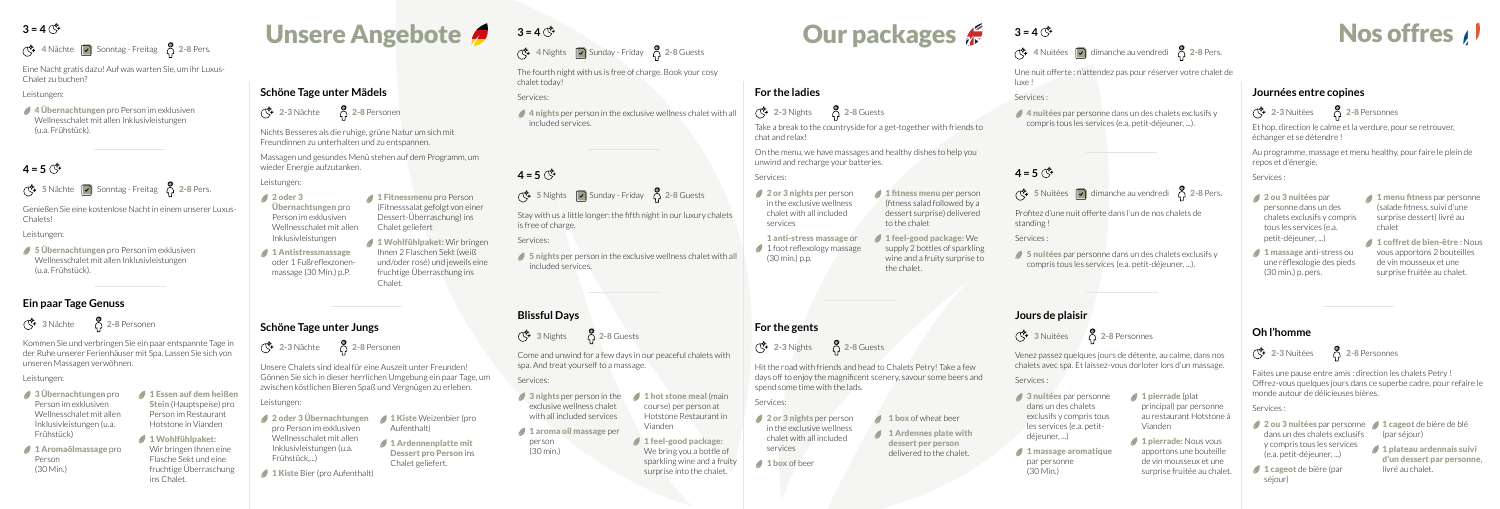## 3 = 4

4 Nächte | Sonntag - Freitag | 2-8 Pers.

Eine Nacht gratis dazu! Auf was warten Sie, um ihr Luxus-Chalet zu buchen?

Leistungen:

- **4 Übernachtungen** pro Person im exklusiven Wellnesschalet mit allen Inklusivleistungen (u.a. Frühstück).

## 4 = 5

5 Nächte | Sonntag - Freitag | 2-8 Pers.

Genießen Sie eine kostenlose Nacht in einem unserer Luxus-Chalets!

Leistungen:

- **5 Übernachtungen** pro Person im exklusiven Wellnesschalet mit allen Inklusivleistungen (u.a. Frühstück).

## Ein paar Tage Genuss

3 Nächte | 2-8 Personen

Kommen Sie und verbringen Sie ein paar entspannte Tage in der Ruhe unserer Ferienhäuser mit Spa. Lassen Sie sich von unseren Massagen verwöhnen.

Leistungen:

- **3 Übernachtungen** pro Person im exklusiven Wellnesschalet mit allen Inklusivleistungen (u.a. Frühstück)
- **1 Aromaölmassage** pro Person (30 Min.)
- **1 Essen auf dem heißen Stein** (Hauptspeise) pro Person im Restaurant Hotstone in Vianden
- **1 Wohlfühlpaket:** Wir bringen Ihnen eine Flasche Sekt und eine fruchtige Überraschung ins Chalet.

# Unsere Angebote

## Schöne Tage unter Mädels

2-3 Nächte | 2-8 Personen

Nichts Besseres als die ruhige, grüne Natur um sich mit Freundinnen zu unterhalten und zu entspannen.

Massagen und gesundes Menü stehen auf dem Programm, um wieder Energie aufzutanken.

Leistungen:

- **2 oder 3 Übernachtungen** pro Person im exklusiven Wellnesschalet mit allen Inklusivleistungen
- **1 Antistressmassage** oder 1 Fußreflexzonenmassage (30 Min.) p.P.
- **1 Fitnessmenu** pro Person (Fitnesssalat gefolgt von einer Dessert-Überraschung) ins Chalet geliefert
- **1 Wohlfühlpaket:** Wir bringen Ihnen 2 Flaschen Sekt (weiß und/oder rosé) und jeweils eine fruchtige Überraschung ins Chalet.

## Schöne Tage unter Jungs

2-3 Nächte | 2-8 Personen

Unsere Chalets sind ideal für eine Auszeit unter Freunden! Gönnen Sie sich in dieser herrlichen Umgebung ein paar Tage, um zwischen köstlichen Bieren Spaß und Vergnügen zu erleben.

Leistungen:

- **2 oder 3 Übernachtungen** pro Person im exklusiven Wellnesschalet mit allen Inklusivleistungen (u.a. Frühstück,...)
- **1 Kiste** Bier (pro Aufenthalt)
- **1 Kiste** Weizenbier (pro Aufenthalt)
- **1 Ardennenplatte mit Dessert pro Person** ins Chalet geliefert.

## 3 = 4

4 Nights | Sunday - Friday | 2-8 Guests

The fourth night with us is free of charge. Book your cosy chalet today!

Services:

- **4 nights** per person in the exclusive wellness chalet with all included services.

## 4 = 5

5 Nights | Sunday - Friday | 2-8 Guests

Stay with us a little longer: the fifth night in our luxury chalets is free of charge.

Services:

- **5 nights** per person in the exclusive wellness chalet with all included services.

## Blissful Days

3 Nights | 2-8 Guests

Come and unwind for a few days in our peaceful chalets with spa. And treat yourself to a massage.

Services:

- **3 nights** per person in the exclusive wellness chalet with all included services
- **1 aroma oil massage** per person (30 min.)
- **1 hot stone meal** (main course) per person at Hotstone Restaurant in Vianden
- **1 feel-good package:** We bring you a bottle of sparkling wine and a fruity surprise into the chalet.

# Our packages

## For the ladies

2-3 Nights | 2-8 Guests

Take a break to the countryside for a get-together with friends to chat and relax!

On the menu, we have massages and healthy dishes to help you unwind and recharge your batteries.

Services:

- **2 or 3 nights** per person in the exclusive wellness chalet with all included services
- **1 anti-stress massage** or 1 foot reflexology massage (30 min.) p.p.
- **1 fitness menu** per person (fitness salad followed by a dessert surprise) delivered to the chalet
- **1 feel-good package:** We supply 2 bottles of sparkling wine and a fruity surprise to the chalet.

## For the gents

2-3 Nights | 2-8 Guests

Hit the road with friends and head to Chalets Petry! Take a few days off to enjoy the magnificent scenery, savour some beers and spend some time with the lads.

Services:

- **2 or 3 nights** per person in the exclusive wellness chalet with all included services
- **1 box** of beer
- **1 box** of wheat beer
- **1 Ardennes plate with dessert per person** delivered to the chalet.

## 3 = 4

4 Nuitées | dimanche au vendredi | 2-8 Pers.

Une nuit offerte : n'attendez pas pour réserver votre chalet de luxe !

Services :

- **4 nuitées** par personne dans un des chalets exclusifs y compris tous les services (e.a. petit-déjeuner, ...).

## 4 = 5

5 Nuitées | dimanche au vendredi | 2-8 Pers.

Profitez d'une nuit offerte dans l'un de nos chalets de standing !

Services :

- **5 nuitées** par personne dans un des chalets exclusifs y compris tous les services (e.a. petit-déjeuner, ...).

## Jours de plaisir

3 Nuitées | 2-8 Personnes

Venez passez quelques jours de détente, au calme, dans nos chalets avec spa. Et laissez-vous dorloter lors d'un massage.

Services :

- **3 nuitées** par personne dans un des chalets exclusifs y compris tous les services (e.a. petit-déjeuner, ...)
- **1 massage aromatique** par personne (30 Min.)
- **1 pierrade** (plat principal) par personne au restaurant Hotstone à Vianden
- **1 pierrade:** Nous vous apportons une bouteille de vin mousseux et une surprise fruitée au chalet.

# Nos offres

## Journées entre copines

2-3 Nuitées | 2-8 Personnes

Et hop, direction le calme et la verdure, pour se retrouver, échanger et se détendre !

Au programme, massage et menu healthy, pour faire le plein de repos et d'énergie.

Services :

- **2 ou 3 nuitées** par personne dans un des chalets exclusifs y compris tous les services (e.a. petit-déjeuner, ...)
- **1 massage** anti-stress ou une réflexologie des pieds (30 min.) p. pers.
- **1 menu fitness** par personne (salade fitness, suivi d'une surprise dessert) livré au chalet
- **1 coffret de bien-être :** Nous vous apportons 2 bouteilles de vin mousseux et une surprise fruitée au chalet.

## Oh l'homme

2-3 Nuitées | 2-8 Personnes

Faites une pause entre amis : direction les chalets Petry ! Offrez-vous quelques jours dans ce superbe cadre, pour refaire le monde autour de délicieuses bières.

Services :

- **2 ou 3 nuitées** par personne dans un des chalets exclusifs y compris tous les services (e.a. petit-déjeuner, ...)
- **1 cageot** de bière (par séjour)
- **1 cageot** de bière de blé (par séjour)
- **1 plateau ardennais suivi d'un dessert par personne**, livré au chalet.